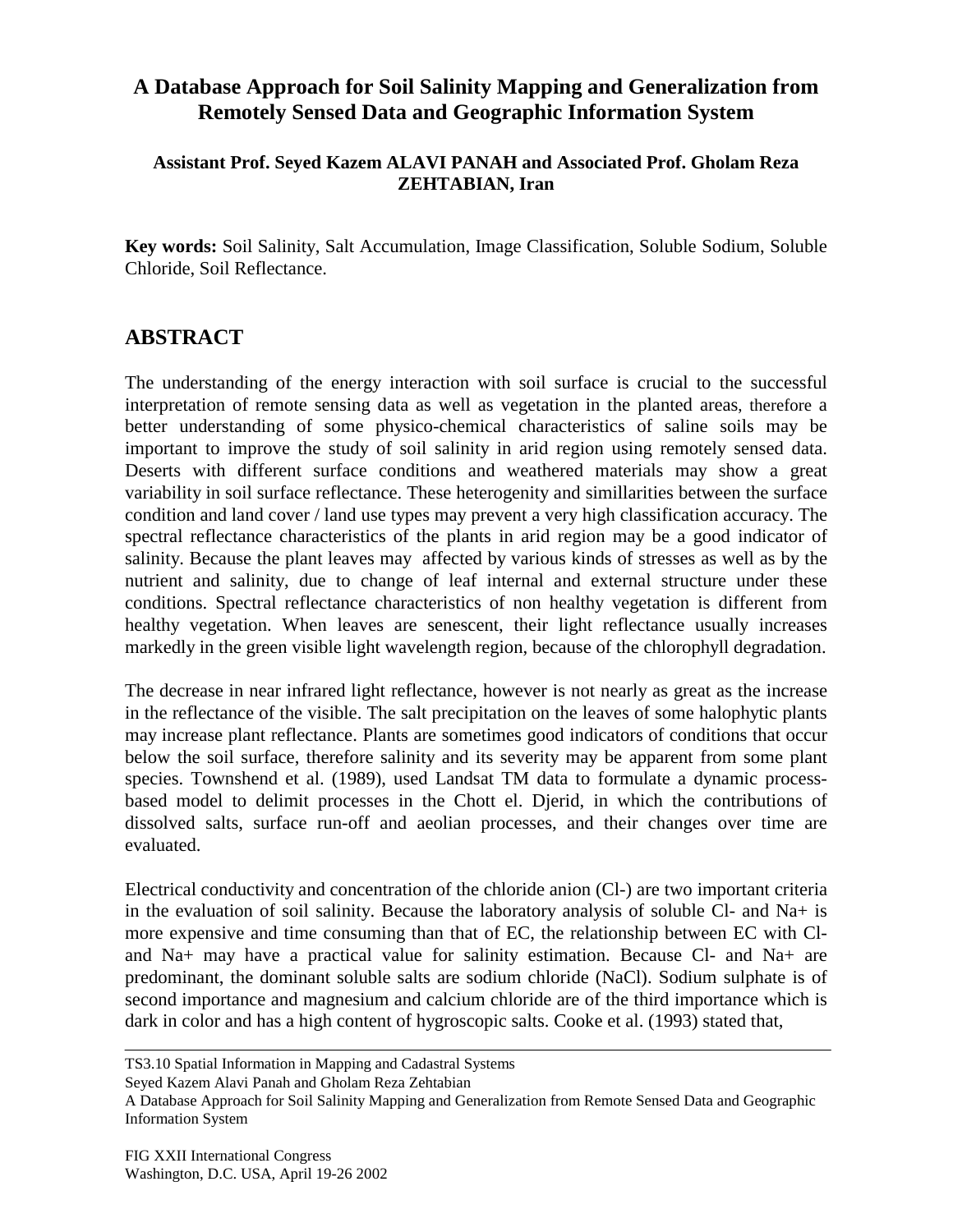# A Database Approach for Soil Salinity Mapping and Generalization from Remotely Sensed Data and Geographic Information System

**Assistant Prof. Seyed Kazem ALAVI PANAH and Associated Prof. Gholam Reza ZEHTABIAN, Iran**

**Key words:** Soil Salinity, Salt Accumulation, Image Classification, Soluble Sodium, Soluble Chloride, Soil Reflectance.

## ABSTRACT

The understanding of the energy interaction with soil surface is crucial to the successful interpretation of remote sensing data as well as vegetation in the planted areas, therefore a better understanding of some physico-chemical characteristics of saline soils may be important to improve the study of soil salinity in arid region using remotely sensed data. Deserts with different surface conditions and weathered materials may show a great variability in soil surface reflectance. These heterogenity and simillarities between the surface condition and land cover / land use types may prevent a very high classification accuracy. The spectral reflectance characteristics of the plants in arid region may be a good indicator of salinity. Because the plant leaves may affected by various kinds of stresses as well as by the nutrient and salinity, due to change of leaf internal and external structure under these conditions. Spectral reflectance characteristics of non healthy vegetation is different from healthy vegetation. When leaves are senescent, their light reflectance usually increases markedly in the green visible light wavelength region, because of the chlorophyll degradation.

The decrease in near infrared light reflectance, however is not nearly as great as the increase in the reflectance of the visible. The salt precipitation on the leaves of some halophytic plants may increase plant reflectance. Plants are sometimes good indicators of conditions that occur below the soil surface, therefore salinity and its severity may be apparent from some plant species. Townshend et al. (1989), used Landsat TM data to formulate a dynamic process-based model to delimit processes in the Chott el. Djerid, in which the contributions of dissolved salts, surface run-off and aeolian processes, and their changes over time are evaluated.

Electrical conductivity and concentration of the chloride anion ($Cl^-$) are two important criteria in the evaluation of soil salinity. Because the laboratory analysis of soluble $Cl^-$ and $Na^+$ is more expensive and time consuming than that of EC, the relationship between EC with $Cl^-$ and $Na^+$ may have a practical value for salinity estimation. Because $Cl^-$ and $Na^+$ are predominant, the dominant soluble salts are sodium chloride (NaCl). Sodium sulphate is of second importance and magnesium and calcium chloride are of the third importance which is dark in color and has a high content of hygroscopic salts. Cooke et al. (1993) stated that,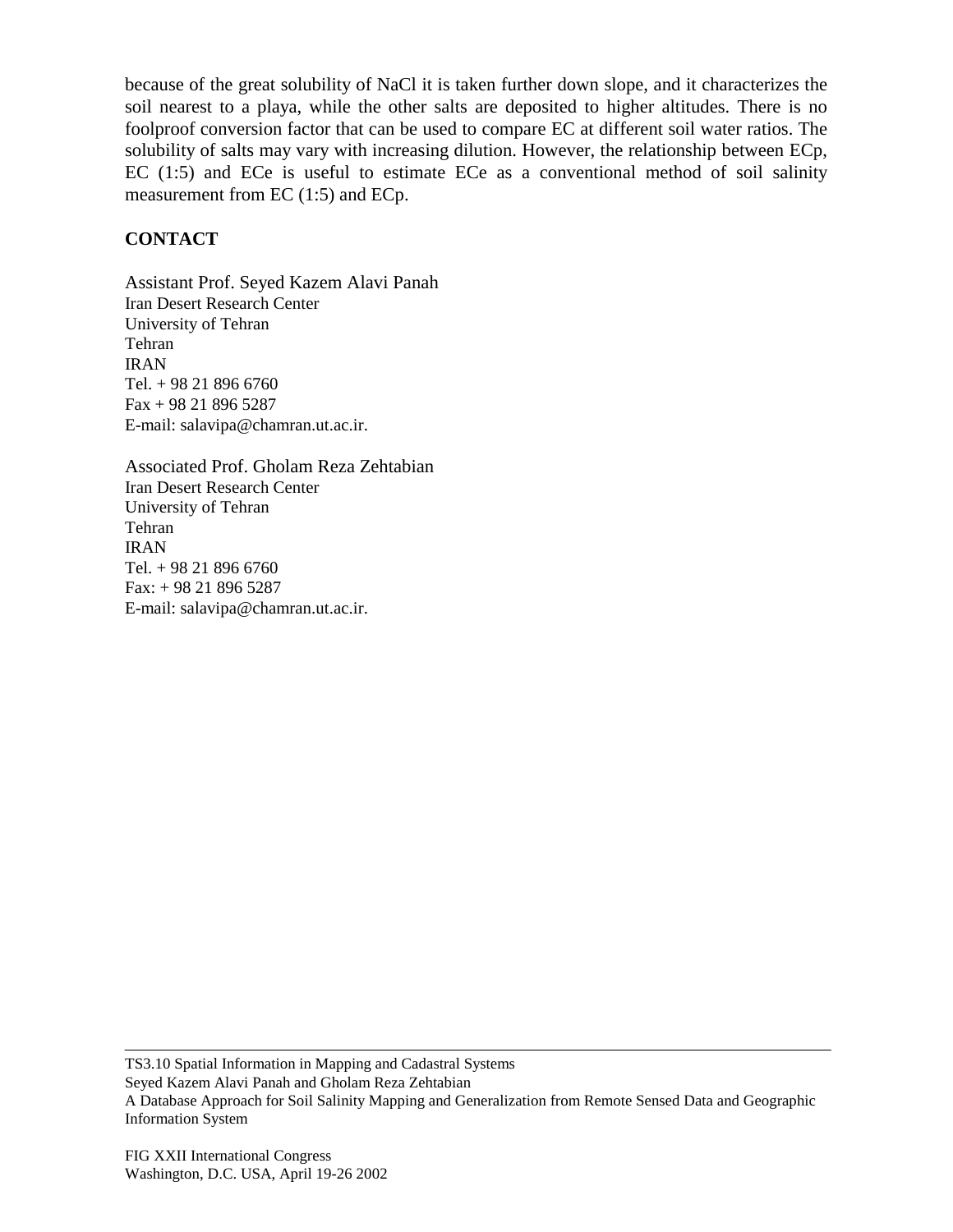because of the great solubility of NaCl it is taken further down slope, and it characterizes the soil nearest to a playa, while the other salts are deposited to higher altitudes. There is no foolproof conversion factor that can be used to compare EC at different soil water ratios. The solubility of salts may vary with increasing dilution. However, the relationship between ECp, EC (1:5) and ECe is useful to estimate ECe as a conventional method of soil salinity measurement from EC (1:5) and ECp.

## CONTACT

Assistant Prof. Seyed Kazem Alavi Panah
Iran Desert Research Center
University of Tehran
Tehran
IRAN
Tel. + 98 21 896 6760
Fax + 98 21 896 5287
E-mail: salavipa@chamran.ut.ac.ir.

Associated Prof. Gholam Reza Zehtabian
Iran Desert Research Center
University of Tehran
Tehran
IRAN
Tel. + 98 21 896 6760
Fax: + 98 21 896 5287
E-mail: salavipa@chamran.ut.ac.ir.